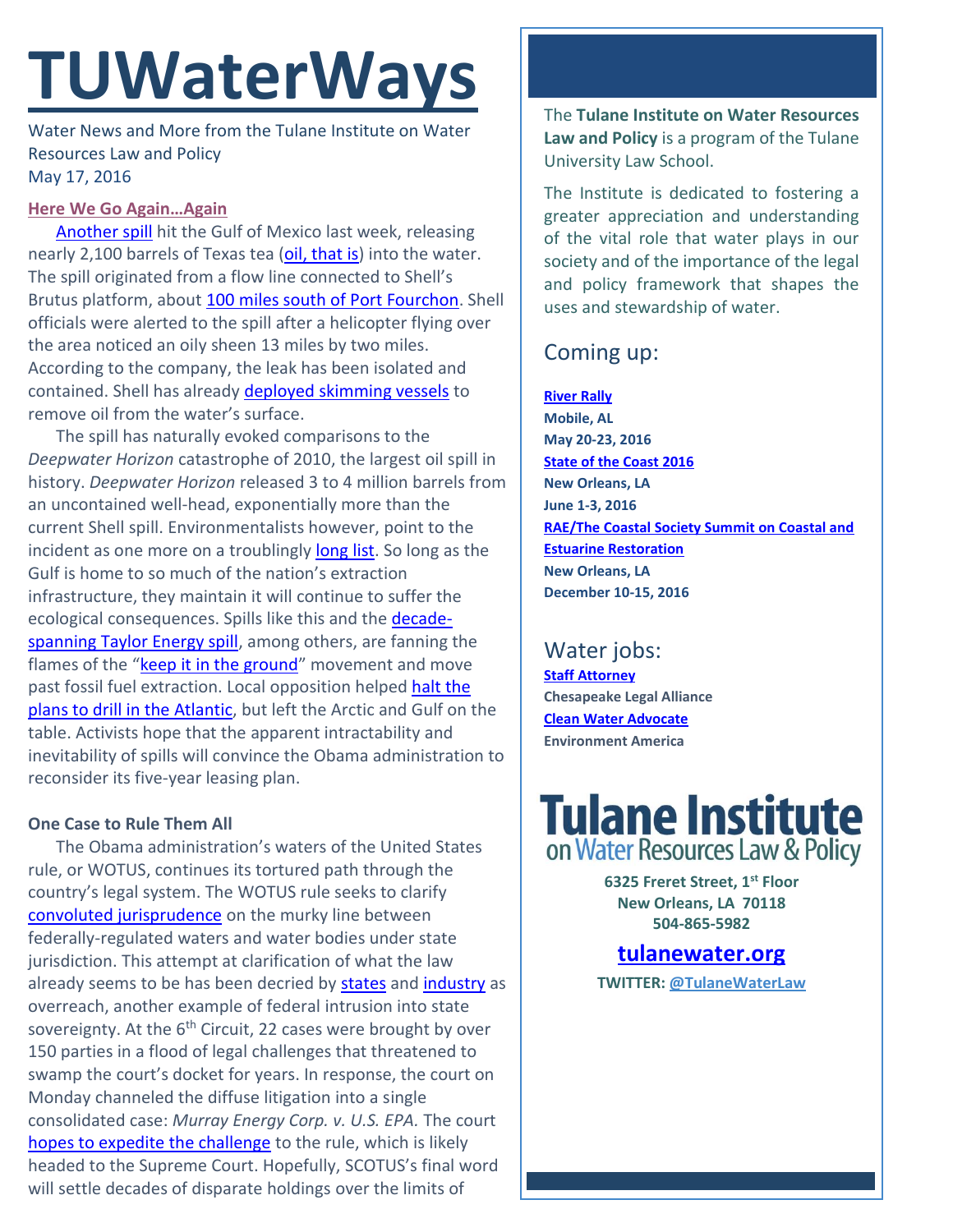# TUWaterWays

Water News and More from the Tulane Institute on Water Resources Law and Policy
May 17, 2016

## Here We Go Again…Again

Another spill hit the Gulf of Mexico last week, releasing nearly 2,100 barrels of Texas tea (oil, that is) into the water. The spill originated from a flow line connected to Shell's Brutus platform, about 100 miles south of Port Fourchon. Shell officials were alerted to the spill after a helicopter flying over the area noticed an oily sheen 13 miles by two miles. According to the company, the leak has been isolated and contained. Shell has already deployed skimming vessels to remove oil from the water's surface.

The spill has naturally evoked comparisons to the *Deepwater Horizon* catastrophe of 2010, the largest oil spill in history. *Deepwater Horizon* released 3 to 4 million barrels from an uncontained well-head, exponentially more than the current Shell spill. Environmentalists however, point to the incident as one more on a troublingly long list. So long as the Gulf is home to so much of the nation's extraction infrastructure, they maintain it will continue to suffer the ecological consequences. Spills like this and the decade-spanning Taylor Energy spill, among others, are fanning the flames of the "keep it in the ground" movement and move past fossil fuel extraction. Local opposition helped halt the plans to drill in the Atlantic, but left the Arctic and Gulf on the table. Activists hope that the apparent intractability and inevitability of spills will convince the Obama administration to reconsider its five-year leasing plan.

## One Case to Rule Them All

The Obama administration's waters of the United States rule, or WOTUS, continues its tortured path through the country's legal system. The WOTUS rule seeks to clarify convoluted jurisprudence on the murky line between federally-regulated waters and water bodies under state jurisdiction. This attempt at clarification of what the law already seems to be has been decried by states and industry as overreach, another example of federal intrusion into state sovereignty. At the 6th Circuit, 22 cases were brought by over 150 parties in a flood of legal challenges that threatened to swamp the court's docket for years. In response, the court on Monday channeled the diffuse litigation into a single consolidated case: *Murray Energy Corp. v. U.S. EPA.* The court hopes to expedite the challenge to the rule, which is likely headed to the Supreme Court. Hopefully, SCOTUS's final word will settle decades of disparate holdings over the limits of

The **Tulane Institute on Water Resources Law and Policy** is a program of the Tulane University Law School.

The Institute is dedicated to fostering a greater appreciation and understanding of the vital role that water plays in our society and of the importance of the legal and policy framework that shapes the uses and stewardship of water.

## Coming up:

**River Rally**
**Mobile, AL**
**May 20-23, 2016**

**State of the Coast 2016**
**New Orleans, LA**
**June 1-3, 2016**

**RAE/The Coastal Society Summit on Coastal and Estuarine Restoration**
**New Orleans, LA**
**December 10-15, 2016**

## Water jobs:

**Staff Attorney**
**Chesapeake Legal Alliance**

**Clean Water Advocate**
**Environment America**

**Tulane Institute on Water Resources Law & Policy**

**6325 Freret Street, 1st Floor**
**New Orleans, LA 70118**
**504-865-5982**

**tulanewater.org**

**TWITTER: @TulaneWaterLaw**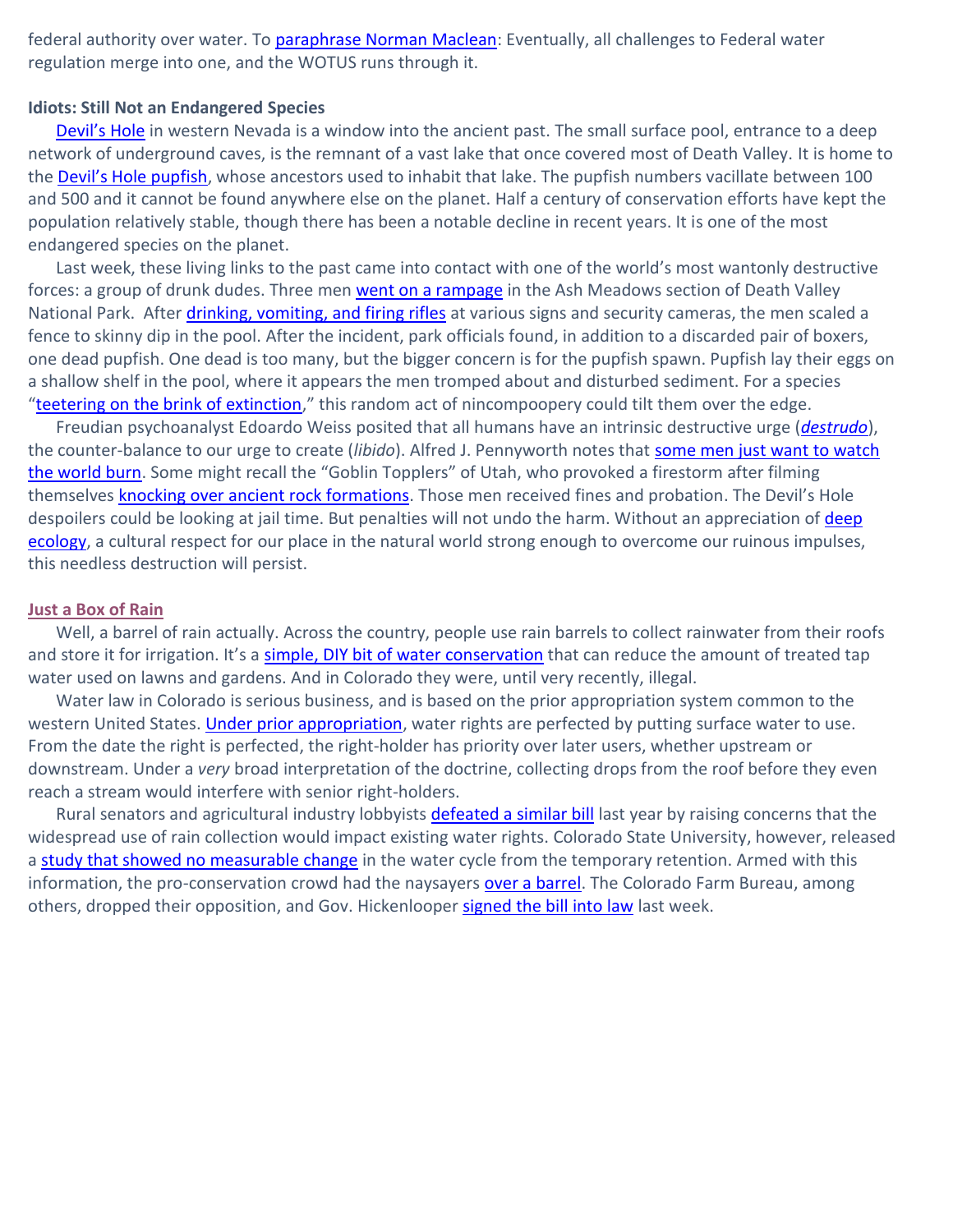federal authority over water. To paraphrase Norman Maclean: Eventually, all challenges to Federal water regulation merge into one, and the WOTUS runs through it.

**Idiots: Still Not an Endangered Species**

Devil's Hole in western Nevada is a window into the ancient past. The small surface pool, entrance to a deep network of underground caves, is the remnant of a vast lake that once covered most of Death Valley. It is home to the Devil's Hole pupfish, whose ancestors used to inhabit that lake. The pupfish numbers vacillate between 100 and 500 and it cannot be found anywhere else on the planet. Half a century of conservation efforts have kept the population relatively stable, though there has been a notable decline in recent years. It is one of the most endangered species on the planet.

Last week, these living links to the past came into contact with one of the world's most wantonly destructive forces: a group of drunk dudes. Three men went on a rampage in the Ash Meadows section of Death Valley National Park. After drinking, vomiting, and firing rifles at various signs and security cameras, the men scaled a fence to skinny dip in the pool. After the incident, park officials found, in addition to a discarded pair of boxers, one dead pupfish. One dead is too many, but the bigger concern is for the pupfish spawn. Pupfish lay their eggs on a shallow shelf in the pool, where it appears the men tromped about and disturbed sediment. For a species "teetering on the brink of extinction," this random act of nincompoopery could tilt them over the edge.

Freudian psychoanalyst Edoardo Weiss posited that all humans have an intrinsic destructive urge (*destrudo*), the counter-balance to our urge to create (*libido*). Alfred J. Pennyworth notes that some men just want to watch the world burn. Some might recall the "Goblin Topplers" of Utah, who provoked a firestorm after filming themselves knocking over ancient rock formations. Those men received fines and probation. The Devil's Hole despoilers could be looking at jail time. But penalties will not undo the harm. Without an appreciation of deep ecology, a cultural respect for our place in the natural world strong enough to overcome our ruinous impulses, this needless destruction will persist.

**Just a Box of Rain**

Well, a barrel of rain actually. Across the country, people use rain barrels to collect rainwater from their roofs and store it for irrigation. It's a simple, DIY bit of water conservation that can reduce the amount of treated tap water used on lawns and gardens. And in Colorado they were, until very recently, illegal.

Water law in Colorado is serious business, and is based on the prior appropriation system common to the western United States. Under prior appropriation, water rights are perfected by putting surface water to use. From the date the right is perfected, the right-holder has priority over later users, whether upstream or downstream. Under a *very* broad interpretation of the doctrine, collecting drops from the roof before they even reach a stream would interfere with senior right-holders.

Rural senators and agricultural industry lobbyists defeated a similar bill last year by raising concerns that the widespread use of rain collection would impact existing water rights. Colorado State University, however, released a study that showed no measurable change in the water cycle from the temporary retention. Armed with this information, the pro-conservation crowd had the naysayers over a barrel. The Colorado Farm Bureau, among others, dropped their opposition, and Gov. Hickenlooper signed the bill into law last week.